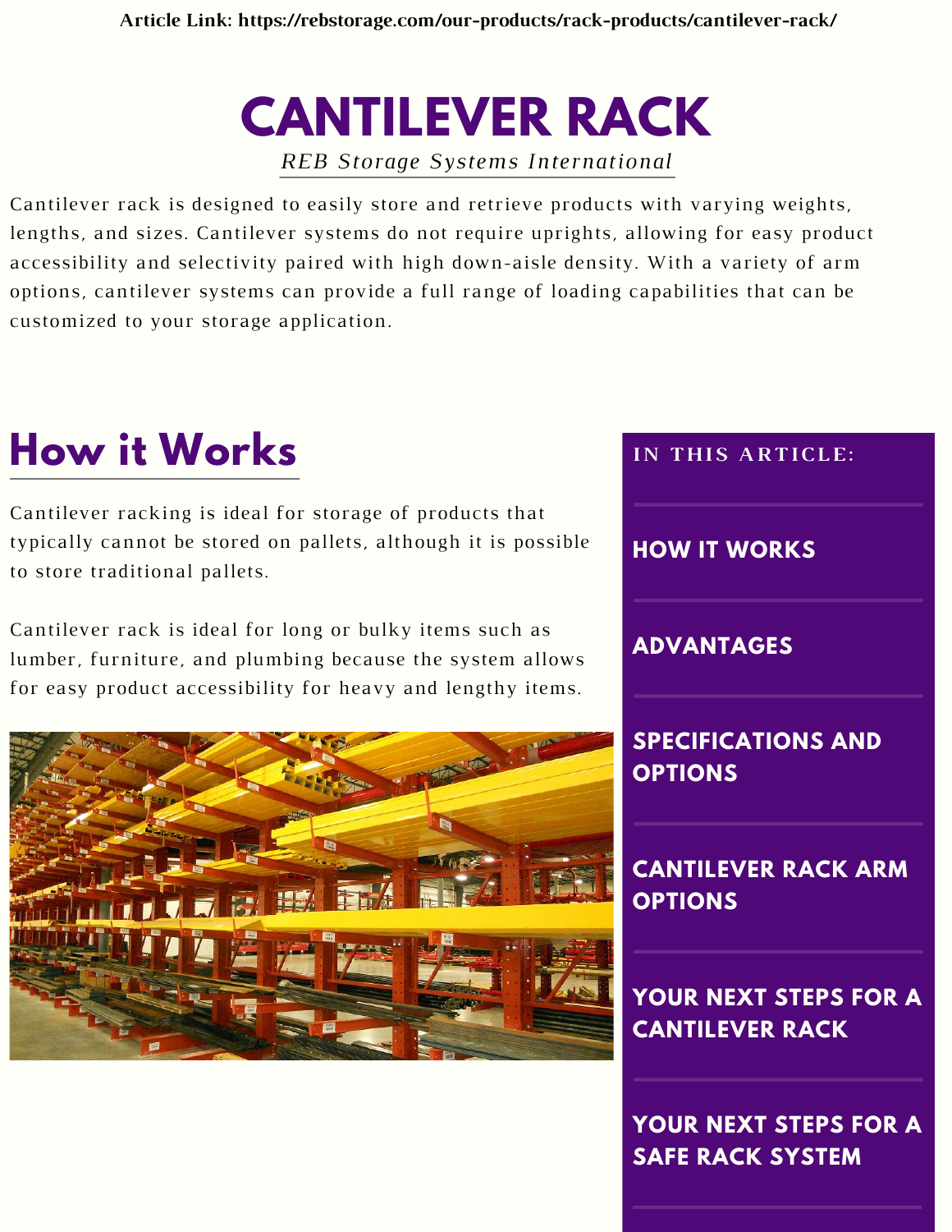Article Link: https://rebstorage.com/our-products/rack-products/cantilever-rack/

# CANTILEVER RACK

*REB Storage Systems International*

Cantilever rack is designed to easily store and retrieve products with varying weights, lengths, and sizes. Cantilever systems do not require uprights, allowing for easy product accessibility and selectivity paired with high down-aisle density. With a variety of arm options, cantilever systems can provide a full range of loading capabilities that can be customized to your storage application.

## How it Works

Cantilever racking is ideal for storage of products that typically cannot be stored on pallets, although it is possible to store traditional pallets.

Cantilever rack is ideal for long or bulky items such as lumber, furniture, and plumbing because the system allows for easy product accessibility for heavy and lengthy items.

**IN THIS ARTICLE:**

- **HOW IT WORKS**
- **ADVANTAGES**
- **SPECIFICATIONS AND OPTIONS**
- **CANTILEVER RACK ARM OPTIONS**
- **YOUR NEXT STEPS FOR A CANTILEVER RACK**
- **YOUR NEXT STEPS FOR A SAFE RACK SYSTEM**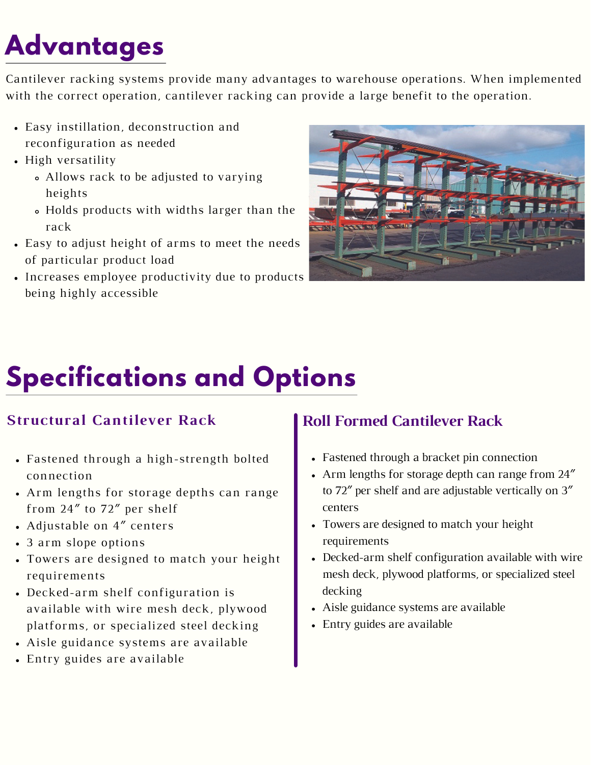# Advantages

Cantilever racking systems provide many advantages to warehouse operations. When implemented with the correct operation, cantilever racking can provide a large benefit to the operation.

- Easy instillation, deconstruction and reconfiguration as needed
- High versatility
  - Allows rack to be adjusted to varying heights
  - Holds products with widths larger than the rack
- Easy to adjust height of arms to meet the needs of particular product load
- Increases employee productivity due to products being highly accessible

# Specifications and Options

## Structural Cantilever Rack

- Fastened through a high-strength bolted connection
- Arm lengths for storage depths can range from 24″ to 72″ per shelf
- Adjustable on 4″ centers
- 3 arm slope options
- Towers are designed to match your height requirements
- Decked-arm shelf configuration is available with wire mesh deck, plywood platforms, or specialized steel decking
- Aisle guidance systems are available
- Entry guides are available

## Roll Formed Cantilever Rack

- Fastened through a bracket pin connection
- Arm lengths for storage depth can range from 24″ to 72″ per shelf and are adjustable vertically on 3″ centers
- Towers are designed to match your height requirements
- Decked-arm shelf configuration available with wire mesh deck, plywood platforms, or specialized steel decking
- Aisle guidance systems are available
- Entry guides are available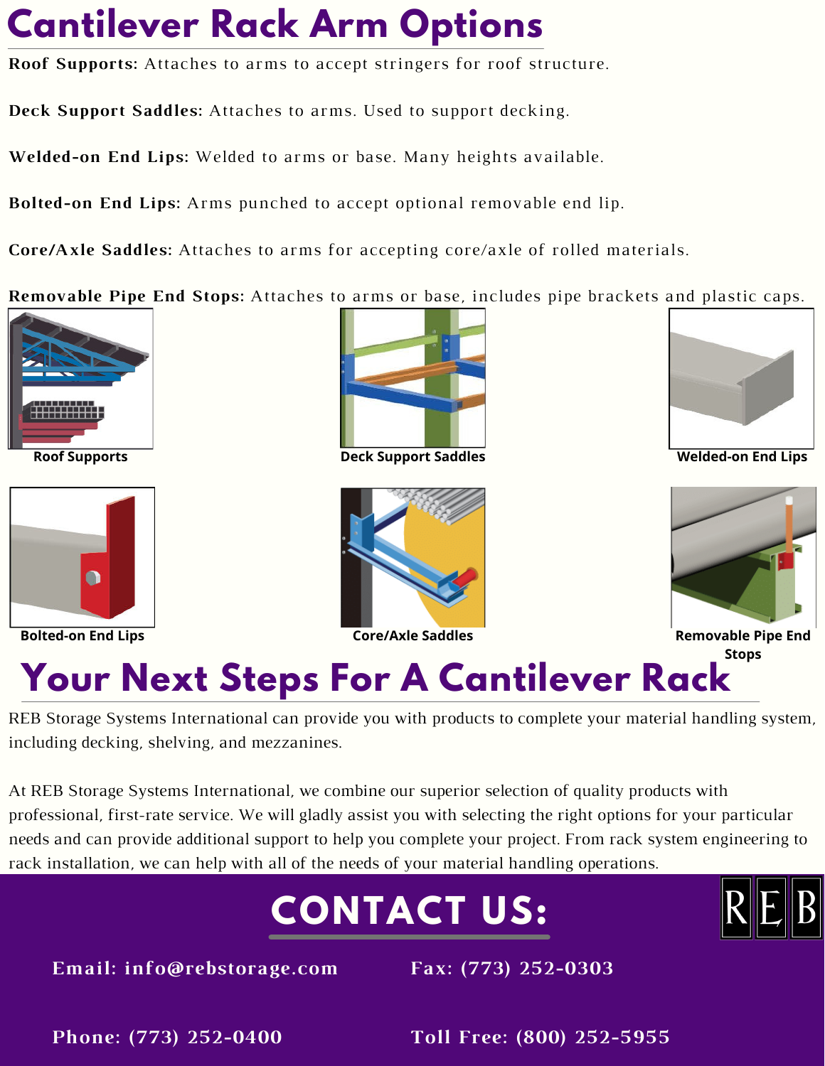# Cantilever Rack Arm Options

**Roof Supports:** Attaches to arms to accept stringers for roof structure.

**Deck Support Saddles:** Attaches to arms. Used to support decking.

**Welded-on End Lips:** Welded to arms or base. Many heights available.

**Bolted-on End Lips:** Arms punched to accept optional removable end lip.

**Core/Axle Saddles:** Attaches to arms for accepting core/axle of rolled materials.

**Removable Pipe End Stops:** Attaches to arms or base, includes pipe brackets and plastic caps.

Roof Supports

Deck Support Saddles

Welded-on End Lips

Bolted-on End Lips

Core/Axle Saddles

Removable Pipe End Stops

# Your Next Steps For A Cantilever Rack

REB Storage Systems International can provide you with products to complete your material handling system, including decking, shelving, and mezzanines.

At REB Storage Systems International, we combine our superior selection of quality products with professional, first-rate service. We will gladly assist you with selecting the right options for your particular needs and can provide additional support to help you complete your project. From rack system engineering to rack installation, we can help with all of the needs of your material handling operations.

## CONTACT US:

REB

**Email: info@rebstorage.com**

**Fax: (773) 252-0303**

**Phone: (773) 252-0400**

**Toll Free: (800) 252-5955**